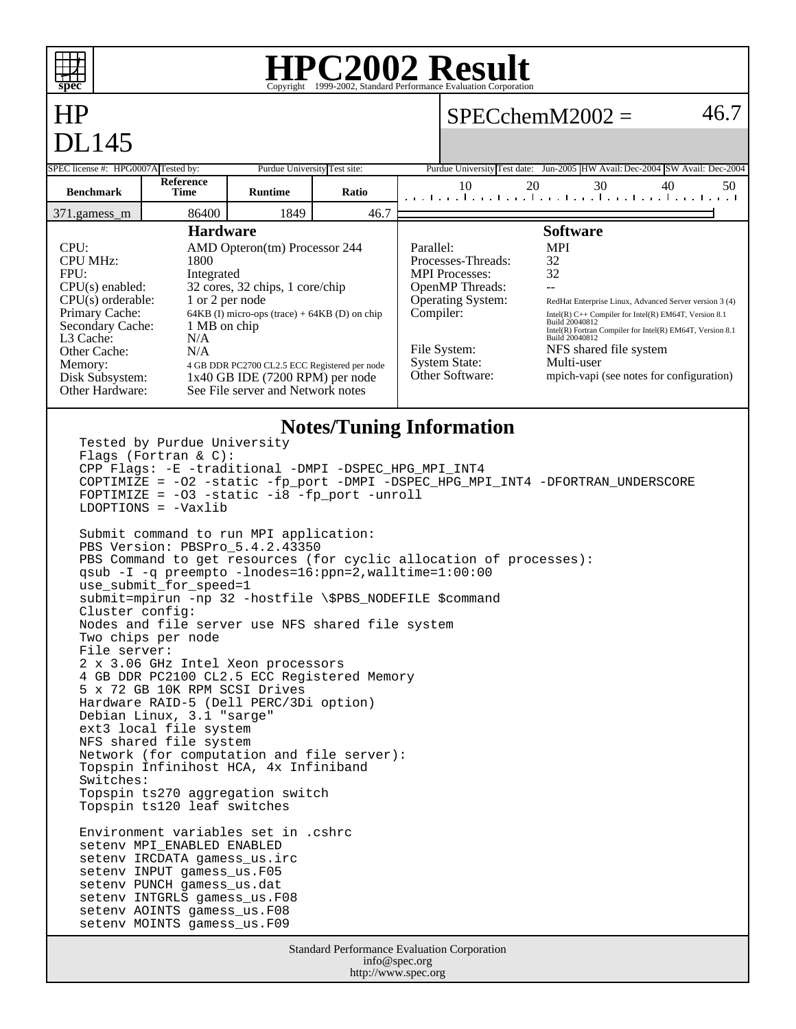# HPC2002 Result

Copyright 1999-2002, Standard Performance Evaluation Corporation

## HP DL145

SPECchemM2002 = 46.7

| SPEC license #: | HPG0007A | Tested by: | Purdue University | Test site: | Purdue University | Test date: | Jun-2005 | HW Avail: | Dec-2004 | SW Avail: | Dec-2004 |
|---|---|---|---|---|---|---|---|---|---|---|---|

| Benchmark | Reference Time | Runtime | Ratio |
|---|---|---|---|
| 371.gamess_m | 86400 | 1849 | 46.7 |

10 20 30 40 50

### Hardware

| | |
|---|---|
| CPU: | AMD Opteron(tm) Processor 244 |
| CPU MHz: | 1800 |
| FPU: | Integrated |
| CPU(s) enabled: | 32 cores, 32 chips, 1 core/chip |
| CPU(s) orderable: | 1 or 2 per node |
| Primary Cache: | 64KB (I) micro-ops (trace) + 64KB (D) on chip |
| Secondary Cache: | 1 MB on chip |
| L3 Cache: | N/A |
| Other Cache: | N/A |
| Memory: | 4 GB DDR PC2700 CL2.5 ECC Registered per node |
| Disk Subsystem: | 1x40 GB IDE (7200 RPM) per node |
| Other Hardware: | See File server and Network notes |

### Software

| | |
|---|---|
| Parallel: | MPI |
| Processes-Threads: | 32 |
| MPI Processes: | 32 |
| OpenMP Threads: | -- |
| Operating System: | RedHat Enterprise Linux, Advanced Server version 3 (4) |
| Compiler: | Intel(R) C++ Compiler for Intel(R) EM64T, Version 8.1 Build 20040812<br>Intel(R) Fortran Compiler for Intel(R) EM64T, Version 8.1 Build 20040812 |
| File System: | NFS shared file system |
| System State: | Multi-user |
| Other Software: | mpich-vapi (see notes for configuration) |

## Notes/Tuning Information

```
Tested by Purdue University
Flags (Fortran & C):
CPP Flags: -E -traditional -DMPI -DSPEC_HPG_MPI_INT4
COPTIMIZE = -O2 -static -fp_port -DMPI -DSPEC_HPG_MPI_INT4 -DFORTRAN_UNDERSCORE
FOPTIMIZE = -O3 -static -i8 -fp_port -unroll
LDOPTIONS = -Vaxlib

Submit command to run MPI application:
PBS Version: PBSPro_5.4.2.43350
PBS Command to get resources (for cyclic allocation of processes):
qsub -I -q preempto -lnodes=16:ppn=2,walltime=1:00:00
use_submit_for_speed=1
submit=mpirun -np 32 -hostfile \$PBS_NODEFILE $command
Cluster config:
Nodes and file server use NFS shared file system
Two chips per node
File server:
2 x 3.06 GHz Intel Xeon processors
4 GB DDR PC2100 CL2.5 ECC Registered Memory
5 x 72 GB 10K RPM SCSI Drives
Hardware RAID-5 (Dell PERC/3Di option)
Debian Linux, 3.1 "sarge"
ext3 local file system
NFS shared file system
Network (for computation and file server):
Topspin Infinihost HCA, 4x Infiniband
Switches:
Topspin ts270 aggregation switch
Topspin ts120 leaf switches

Environment variables set in .cshrc
setenv MPI_ENABLED ENABLED
setenv IRCDATA gamess_us.irc
setenv INPUT gamess_us.F05
setenv PUNCH gamess_us.dat
setenv INTGRLS gamess_us.F08
setenv AOINTS gamess_us.F08
setenv MOINTS gamess_us.F09
```

Standard Performance Evaluation Corporation
info@spec.org
http://www.spec.org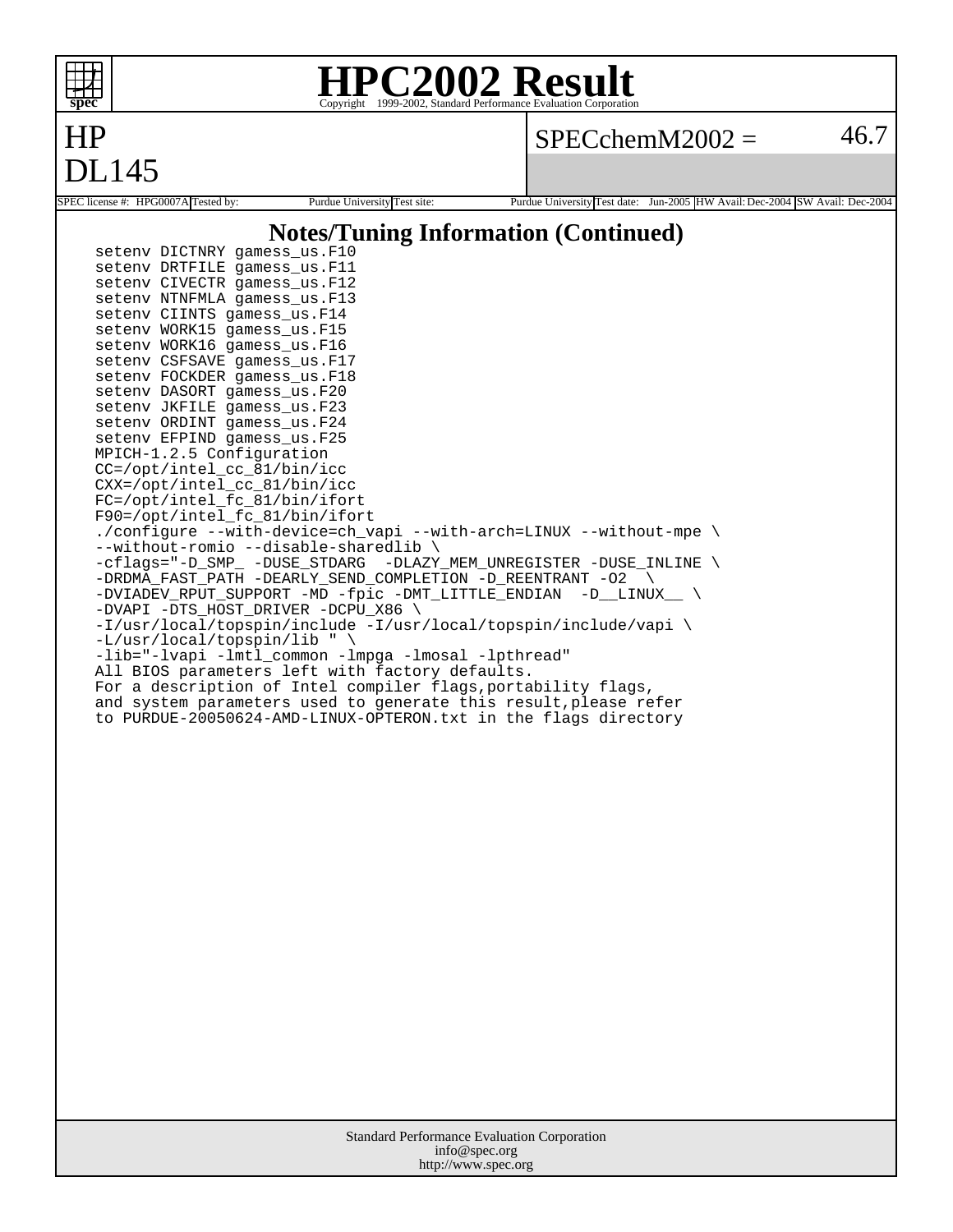# HPC2002 Result

Copyright 1999-2002, Standard Performance Evaluation Corporation

HP
DL145

SPECchemM2002 = 46.7

| SPEC license #: HPG0007A | Tested by: Purdue University | Test site: Purdue University | Test date: Jun-2005 | HW Avail: Dec-2004 | SW Avail: Dec-2004 |
|---|---|---|---|---|---|

## Notes/Tuning Information (Continued)

```
setenv DICTNRY gamess_us.F10
setenv DRTFILE gamess_us.F11
setenv CIVECTR gamess_us.F12
setenv NTNFMLA gamess_us.F13
setenv CIINTS gamess_us.F14
setenv WORK15 gamess_us.F15
setenv WORK16 gamess_us.F16
setenv CSFSAVE gamess_us.F17
setenv FOCKDER gamess_us.F18
setenv DASORT gamess_us.F20
setenv JKFILE gamess_us.F23
setenv ORDINT gamess_us.F24
setenv EFPIND gamess_us.F25
MPICH-1.2.5 Configuration
CC=/opt/intel_cc_81/bin/icc
CXX=/opt/intel_cc_81/bin/icc
FC=/opt/intel_fc_81/bin/ifort
F90=/opt/intel_fc_81/bin/ifort
./configure --with-device=ch_vapi --with-arch=LINUX --without-mpe \
--without-romio --disable-sharedlib \
-cflags="-D_SMP_ -DUSE_STDARG  -DLAZY_MEM_UNREGISTER -DUSE_INLINE \
-DRDMA_FAST_PATH -DEARLY_SEND_COMPLETION -D_REENTRANT -O2  \
-DVIADEV_RPUT_SUPPORT -MD -fpic -DMT_LITTLE_ENDIAN  -D__LINUX__ \
-DVAPI -DTS_HOST_DRIVER -DCPU_X86 \
-I/usr/local/topspin/include -I/usr/local/topspin/include/vapi \
-L/usr/local/topspin/lib " \
-lib="-lvapi -lmtl_common -lmpga -lmosal -lpthread"
All BIOS parameters left with factory defaults.
For a description of Intel compiler flags,portability flags,
and system parameters used to generate this result,please refer
to PURDUE-20050624-AMD-LINUX-OPTERON.txt in the flags directory
```

Standard Performance Evaluation Corporation
info@spec.org
http://www.spec.org